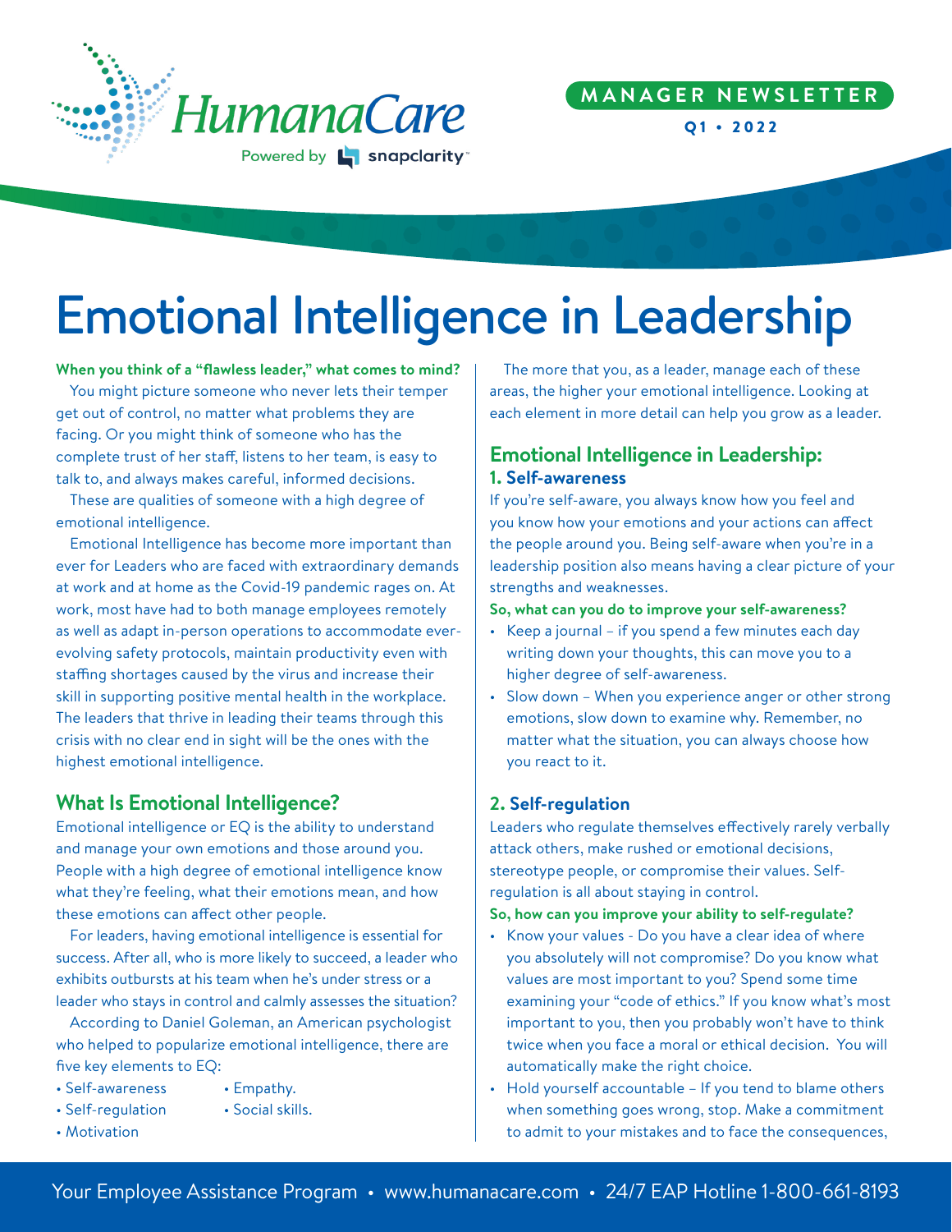HumanaCare

Powered by snapclarity

MANAGER NEWSLETTER

Q1 • 2022

# Emotional Intelligence in Leadership

**When you think of a "flawless leader," what comes to mind?**

You might picture someone who never lets their temper get out of control, no matter what problems they are facing. Or you might think of someone who has the complete trust of her staff, listens to her team, is easy to talk to, and always makes careful, informed decisions.

These are qualities of someone with a high degree of emotional intelligence.

Emotional Intelligence has become more important than ever for Leaders who are faced with extraordinary demands at work and at home as the Covid-19 pandemic rages on. At work, most have had to both manage employees remotely as well as adapt in-person operations to accommodate ever-evolving safety protocols, maintain productivity even with staffing shortages caused by the virus and increase their skill in supporting positive mental health in the workplace. The leaders that thrive in leading their teams through this crisis with no clear end in sight will be the ones with the highest emotional intelligence.

## What Is Emotional Intelligence?

Emotional intelligence or EQ is the ability to understand and manage your own emotions and those around you. People with a high degree of emotional intelligence know what they're feeling, what their emotions mean, and how these emotions can affect other people.

For leaders, having emotional intelligence is essential for success. After all, who is more likely to succeed, a leader who exhibits outbursts at his team when he's under stress or a leader who stays in control and calmly assesses the situation?

According to Daniel Goleman, an American psychologist who helped to popularize emotional intelligence, there are five key elements to EQ:

- Self-awareness
- Self-regulation
- Motivation
- Empathy.
- Social skills.

The more that you, as a leader, manage each of these areas, the higher your emotional intelligence. Looking at each element in more detail can help you grow as a leader.

## Emotional Intelligence in Leadership:

### 1. Self-awareness

If you're self-aware, you always know how you feel and you know how your emotions and your actions can affect the people around you. Being self-aware when you're in a leadership position also means having a clear picture of your strengths and weaknesses.

**So, what can you do to improve your self-awareness?**

- Keep a journal – if you spend a few minutes each day writing down your thoughts, this can move you to a higher degree of self-awareness.
- Slow down – When you experience anger or other strong emotions, slow down to examine why. Remember, no matter what the situation, you can always choose how you react to it.

### 2. Self-regulation

Leaders who regulate themselves effectively rarely verbally attack others, make rushed or emotional decisions, stereotype people, or compromise their values. Self-regulation is all about staying in control.

**So, how can you improve your ability to self-regulate?**

- Know your values - Do you have a clear idea of where you absolutely will not compromise? Do you know what values are most important to you? Spend some time examining your "code of ethics." If you know what's most important to you, then you probably won't have to think twice when you face a moral or ethical decision. You will automatically make the right choice.
- Hold yourself accountable – If you tend to blame others when something goes wrong, stop. Make a commitment to admit to your mistakes and to face the consequences,

Your Employee Assistance Program • www.humanacare.com • 24/7 EAP Hotline 1-800-661-8193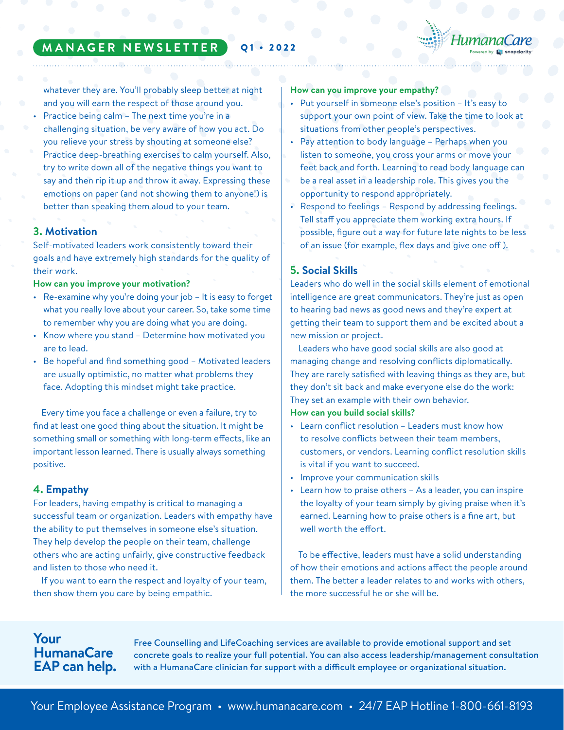whatever they are. You'll probably sleep better at night and you will earn the respect of those around you.
- Practice being calm – The next time you're in a challenging situation, be very aware of how you act. Do you relieve your stress by shouting at someone else? Practice deep-breathing exercises to calm yourself. Also, try to write down all of the negative things you want to say and then rip it up and throw it away. Expressing these emotions on paper (and not showing them to anyone!) is better than speaking them aloud to your team.

## 3. Motivation

Self-motivated leaders work consistently toward their goals and have extremely high standards for the quality of their work.

**How can you improve your motivation?**

- Re-examine why you're doing your job – It is easy to forget what you really love about your career. So, take some time to remember why you are doing what you are doing.
- Know where you stand – Determine how motivated you are to lead.
- Be hopeful and find something good – Motivated leaders are usually optimistic, no matter what problems they face. Adopting this mindset might take practice.

Every time you face a challenge or even a failure, try to find at least one good thing about the situation. It might be something small or something with long-term effects, like an important lesson learned. There is usually always something positive.

## 4. Empathy

For leaders, having empathy is critical to managing a successful team or organization. Leaders with empathy have the ability to put themselves in someone else's situation. They help develop the people on their team, challenge others who are acting unfairly, give constructive feedback and listen to those who need it.

If you want to earn the respect and loyalty of your team, then show them you care by being empathic.

**How can you improve your empathy?**

- Put yourself in someone else's position – It's easy to support your own point of view. Take the time to look at situations from other people's perspectives.
- Pay attention to body language – Perhaps when you listen to someone, you cross your arms or move your feet back and forth. Learning to read body language can be a real asset in a leadership role. This gives you the opportunity to respond appropriately.
- Respond to feelings – Respond by addressing feelings. Tell staff you appreciate them working extra hours. If possible, figure out a way for future late nights to be less of an issue (for example, flex days and give one off ).

## 5. Social Skills

Leaders who do well in the social skills element of emotional intelligence are great communicators. They're just as open to hearing bad news as good news and they're expert at getting their team to support them and be excited about a new mission or project.

Leaders who have good social skills are also good at managing change and resolving conflicts diplomatically. They are rarely satisfied with leaving things as they are, but they don't sit back and make everyone else do the work: They set an example with their own behavior.

**How can you build social skills?**

- Learn conflict resolution – Leaders must know how to resolve conflicts between their team members, customers, or vendors. Learning conflict resolution skills is vital if you want to succeed.
- Improve your communication skills
- Learn how to praise others – As a leader, you can inspire the loyalty of your team simply by giving praise when it's earned. Learning how to praise others is a fine art, but well worth the effort.

To be effective, leaders must have a solid understanding of how their emotions and actions affect the people around them. The better a leader relates to and works with others, the more successful he or she will be.

**Your HumanaCare EAP can help.**

**Free Counselling and LifeCoaching services are available to provide emotional support and set concrete goals to realize your full potential. You can also access leadership/management consultation with a HumanaCare clinician for support with a difficult employee or organizational situation.**

Your Employee Assistance Program • www.humanacare.com • 24/7 EAP Hotline 1-800-661-8193